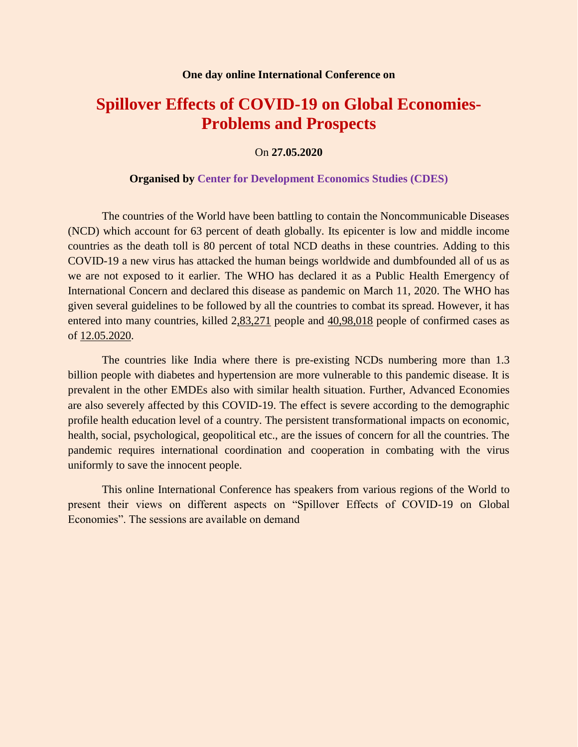**One day online International Conference on**

# Spillover Effects of COVID-19 on Global Economies- Problems and Prospects

On **27.05.2020**

**Organised by Center for Development Economics Studies (CDES)**

The countries of the World have been battling to contain the Noncommunicable Diseases (NCD) which account for 63 percent of death globally. Its epicenter is low and middle income countries as the death toll is 80 percent of total NCD deaths in these countries. Adding to this COVID-19 a new virus has attacked the human beings worldwide and dumbfounded all of us as we are not exposed to it earlier. The WHO has declared it as a Public Health Emergency of International Concern and declared this disease as pandemic on March 11, 2020. The WHO has given several guidelines to be followed by all the countries to combat its spread. However, it has entered into many countries, killed 2,83,271 people and 40,98,018 people of confirmed cases as of 12.05.2020.

The countries like India where there is pre-existing NCDs numbering more than 1.3 billion people with diabetes and hypertension are more vulnerable to this pandemic disease. It is prevalent in the other EMDEs also with similar health situation. Further, Advanced Economies are also severely affected by this COVID-19. The effect is severe according to the demographic profile health education level of a country. The persistent transformational impacts on economic, health, social, psychological, geopolitical etc., are the issues of concern for all the countries. The pandemic requires international coordination and cooperation in combating with the virus uniformly to save the innocent people.

This online International Conference has speakers from various regions of the World to present their views on different aspects on "Spillover Effects of COVID-19 on Global Economies". The sessions are available on demand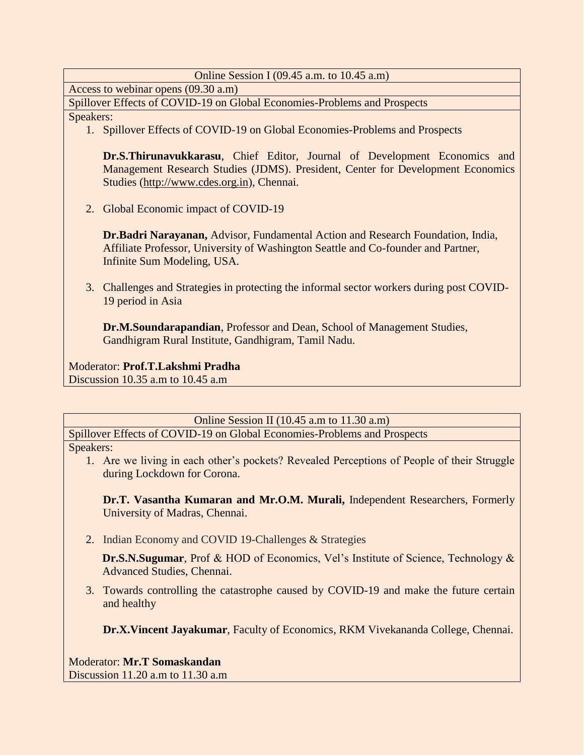## Online Session I (09.45 a.m. to 10.45 a.m)

Access to webinar opens (09.30 a.m)

Spillover Effects of COVID-19 on Global Economies-Problems and Prospects

Speakers:

1. Spillover Effects of COVID-19 on Global Economies-Problems and Prospects

   **Dr.S.Thirunavukkarasu**, Chief Editor, Journal of Development Economics and Management Research Studies (JDMS). President, Center for Development Economics Studies (http://www.cdes.org.in), Chennai.

2. Global Economic impact of COVID-19

   **Dr.Badri Narayanan,** Advisor, Fundamental Action and Research Foundation, India, Affiliate Professor, University of Washington Seattle and Co-founder and Partner, Infinite Sum Modeling, USA.

3. Challenges and Strategies in protecting the informal sector workers during post COVID-19 period in Asia

   **Dr.M.Soundarapandian**, Professor and Dean, School of Management Studies, Gandhigram Rural Institute, Gandhigram, Tamil Nadu.

Moderator: **Prof.T.Lakshmi Pradha**

Discussion 10.35 a.m to 10.45 a.m

## Online Session II (10.45 a.m to 11.30 a.m)

Spillover Effects of COVID-19 on Global Economies-Problems and Prospects

Speakers:

1. Are we living in each other's pockets? Revealed Perceptions of People of their Struggle during Lockdown for Corona.

   **Dr.T. Vasantha Kumaran and Mr.O.M. Murali,** Independent Researchers, Formerly University of Madras, Chennai.

2. Indian Economy and COVID 19-Challenges & Strategies

   **Dr.S.N.Sugumar**, Prof & HOD of Economics, Vel's Institute of Science, Technology & Advanced Studies, Chennai.

3. Towards controlling the catastrophe caused by COVID-19 and make the future certain and healthy

   **Dr.X.Vincent Jayakumar**, Faculty of Economics, RKM Vivekananda College, Chennai.

Moderator: **Mr.T Somaskandan**

Discussion 11.20 a.m to 11.30 a.m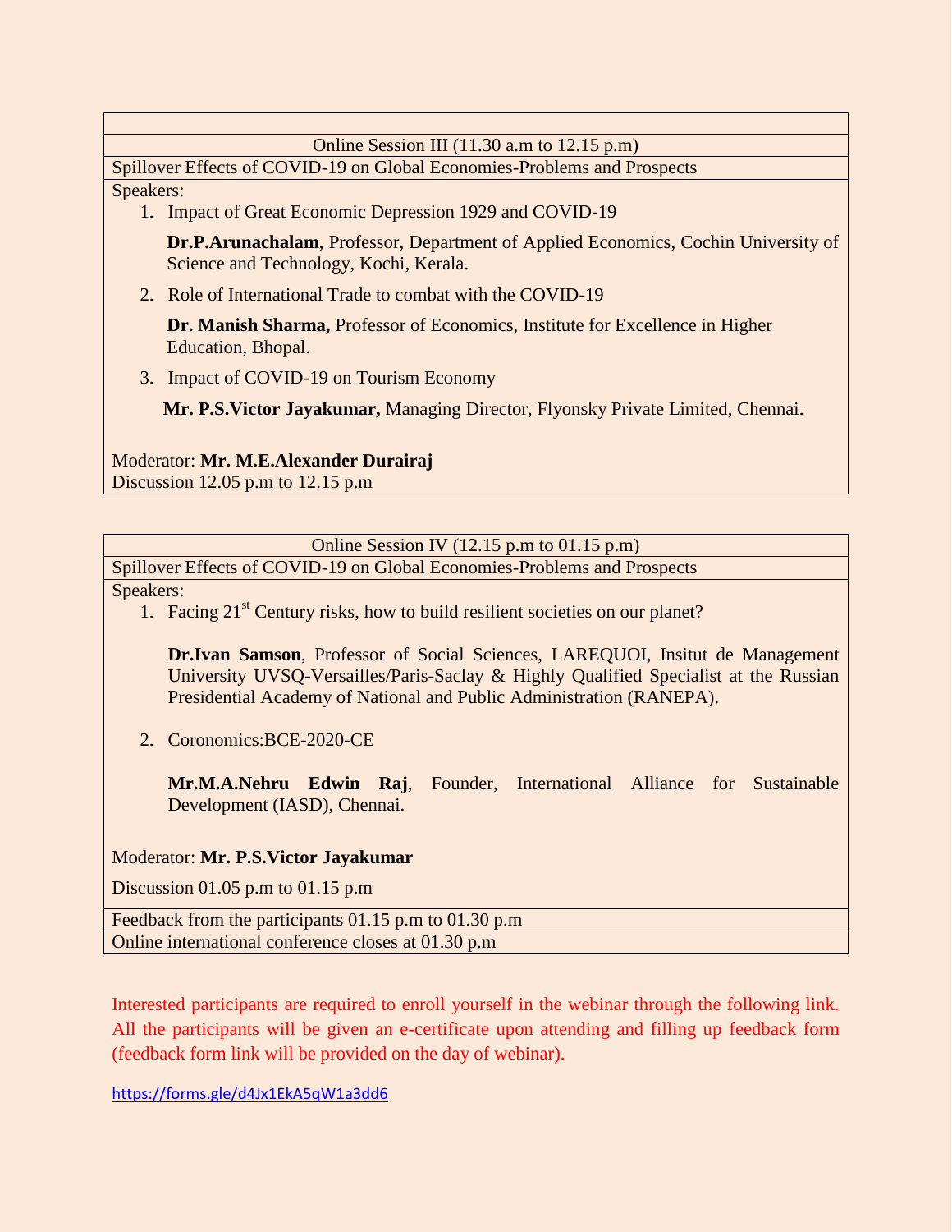Online Session III (11.30 a.m to 12.15 p.m)

Spillover Effects of COVID-19 on Global Economies-Problems and Prospects

Speakers:

1. Impact of Great Economic Depression 1929 and COVID-19

   **Dr.P.Arunachalam**, Professor, Department of Applied Economics, Cochin University of Science and Technology, Kochi, Kerala.

2. Role of International Trade to combat with the COVID-19

   **Dr. Manish Sharma,** Professor of Economics, Institute for Excellence in Higher Education, Bhopal.

3. Impact of COVID-19 on Tourism Economy

   **Mr. P.S.Victor Jayakumar,** Managing Director, Flyonsky Private Limited, Chennai.

Moderator: **Mr. M.E.Alexander Durairaj**

Discussion 12.05 p.m to 12.15 p.m

Online Session IV (12.15 p.m to 01.15 p.m)

Spillover Effects of COVID-19 on Global Economies-Problems and Prospects

Speakers:

1. Facing 21st Century risks, how to build resilient societies on our planet?

   **Dr.Ivan Samson**, Professor of Social Sciences, LAREQUOI, Insitut de Management University UVSQ-Versailles/Paris-Saclay & Highly Qualified Specialist at the Russian Presidential Academy of National and Public Administration (RANEPA).

2. Coronomics:BCE-2020-CE

   **Mr.M.A.Nehru Edwin Raj**, Founder, International Alliance for Sustainable Development (IASD), Chennai.

Moderator: **Mr. P.S.Victor Jayakumar**

Discussion 01.05 p.m to 01.15 p.m

Feedback from the participants 01.15 p.m to 01.30 p.m

Online international conference closes at 01.30 p.m

Interested participants are required to enroll yourself in the webinar through the following link. All the participants will be given an e-certificate upon attending and filling up feedback form (feedback form link will be provided on the day of webinar).

https://forms.gle/d4Jx1EkA5qW1a3dd6